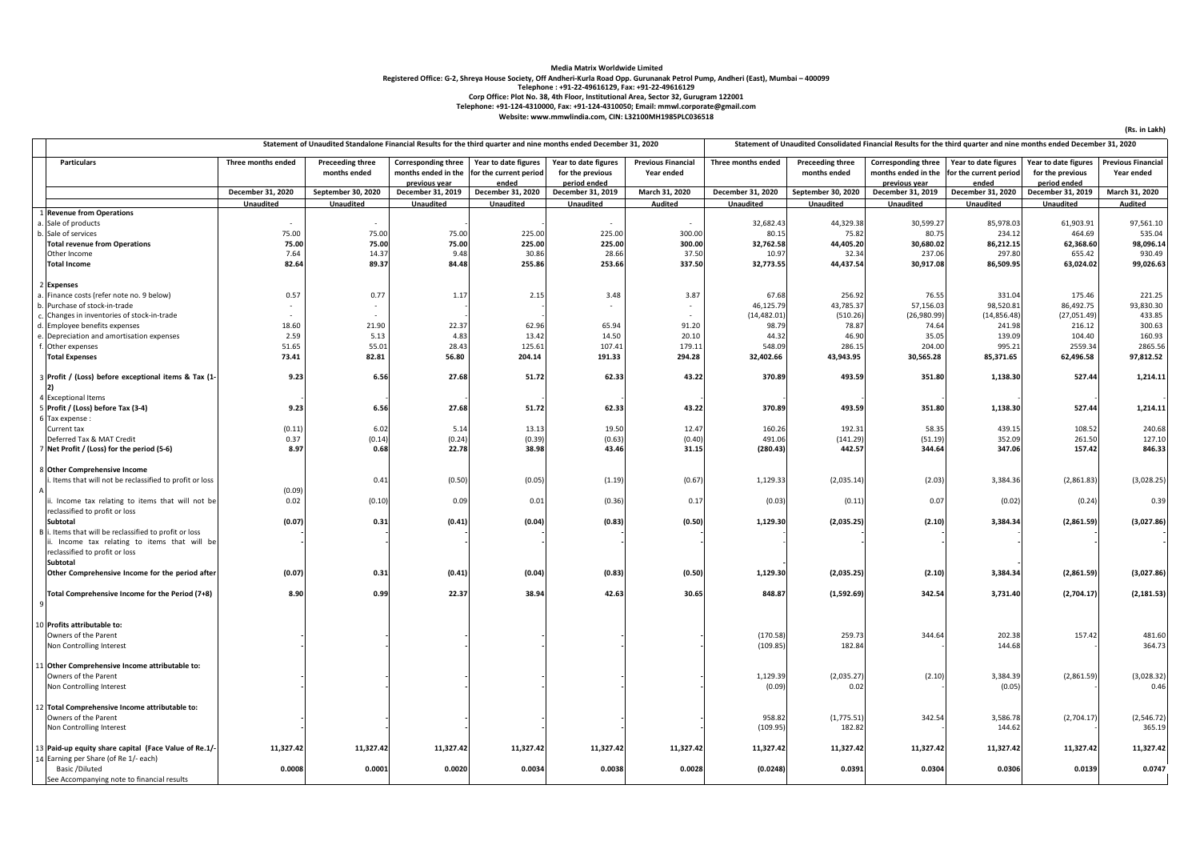**Media Matrix Worldwide Limited**

**Registered Office: G-2, Shreya House Society, Off Andheri-Kurla Road Opp. Gurunanak Petrol Pump, Andheri (East), Mumbai – 400099**

**Telephone : +91-22-49616129, Fax: +91-22-49616129**

**Corp Office: Plot No. 38, 4th Floor, Institutional Area, Sector 32, Gurugram 122001**

**Telephone: +91-124-4310000, Fax: +91-124-4310050; Email: mmwl.corporate@gmail.com**

**Website: www.mmwlindia.com, CIN: L32100MH1985PLC036518**

**(Rs. in Lakh)**

| | Particulars | Statement of Unaudited Standalone Financial Results for the third quarter and nine months ended December 31, 2020 | | | | | | Statement of Unaudited Consolidated Financial Results for the third quarter and nine months ended December 31, 2020 | | | | | |
|---|---|---|---|---|---|---|---|---|---|---|---|---|---|
| | | Three months ended | Preceeding three months ended | Corresponding three months ended in the previous year | Year to date figures for the current period ended | Year to date figures for the previous period ended | Previous Financial Year ended | Three months ended | Preceeding three months ended | Corresponding three months ended in the previous year | Year to date figures for the current period ended | Year to date figures for the previous period ended | Previous Financial Year ended |
| | | December 31, 2020 | September 30, 2020 | December 31, 2019 | December 31, 2020 | December 31, 2019 | March 31, 2020 | December 31, 2020 | September 30, 2020 | December 31, 2019 | December 31, 2020 | December 31, 2019 | March 31, 2020 |
| | | Unaudited | Unaudited | Unaudited | Unaudited | Unaudited | Audited | Unaudited | Unaudited | Unaudited | Unaudited | Unaudited | Audited |
| 1 | **Revenue from Operations** | | | | | | | | | | | | |
| a. | Sale of products | - | - | | | - | - | 32,682.43 | 44,329.38 | 30,599.27 | 85,978.03 | 61,903.91 | 97,561.10 |
| b. | Sale of services | 75.00 | 75.00 | 75.00 | 225.00 | 225.00 | 300.00 | 80.15 | 75.82 | 80.75 | 234.12 | 464.69 | 535.04 |
| | **Total revenue from Operations** | **75.00** | **75.00** | **75.00** | **225.00** | **225.00** | **300.00** | **32,762.58** | **44,405.20** | **30,680.02** | **86,212.15** | **62,368.60** | **98,096.14** |
| | Other Income | 7.64 | 14.37 | 9.48 | 30.86 | 28.66 | 37.50 | 10.97 | 32.34 | 237.06 | 297.80 | 655.42 | 930.49 |
| | **Total Income** | **82.64** | **89.37** | **84.48** | **255.86** | **253.66** | **337.50** | **32,773.55** | **44,437.54** | **30,917.08** | **86,509.95** | **63,024.02** | **99,026.63** |
| 2 | **Expenses** | | | | | | | | | | | | |
| a. | Finance costs (refer note no. 9 below) | 0.57 | 0.77 | 1.17 | 2.15 | 3.48 | 3.87 | 67.68 | 256.92 | 76.55 | 331.04 | 175.46 | 221.25 |
| b. | Purchase of stock-in-trade | - | - | | | - | - | 46,125.79 | 43,785.37 | 57,156.03 | 98,520.81 | 86,492.75 | 93,830.30 |
| c. | Changes in inventories of stock-in-trade | - | - | | | | - | (14,482.01) | (510.26) | (26,980.99) | (14,856.48) | (27,051.49) | 433.85 |
| d. | Employee benefits expenses | 18.60 | 21.90 | 22.37 | 62.96 | 65.94 | 91.20 | 98.79 | 78.87 | 74.64 | 241.98 | 216.12 | 300.63 |
| e. | Depreciation and amortisation expenses | 2.59 | 5.13 | 4.83 | 13.42 | 14.50 | 20.10 | 44.32 | 46.90 | 35.05 | 139.09 | 104.40 | 160.93 |
| f. | Other expenses | 51.65 | 55.01 | 28.43 | 125.61 | 107.41 | 179.11 | 548.09 | 286.15 | 204.00 | 995.21 | 2559.34 | 2865.56 |
| | **Total Expenses** | **73.41** | **82.81** | **56.80** | **204.14** | **191.33** | **294.28** | **32,402.66** | **43,943.95** | **30,565.28** | **85,371.65** | **62,496.58** | **97,812.52** |
| 3 | **Profit / (Loss) before exceptional items & Tax (1-2)** | **9.23** | **6.56** | **27.68** | **51.72** | **62.33** | **43.22** | **370.89** | **493.59** | **351.80** | **1,138.30** | **527.44** | **1,214.11** |
| 4 | Exceptional Items | | | | | | | | | | | | |
| 5 | **Profit / (Loss) before Tax (3-4)** | **9.23** | **6.56** | **27.68** | **51.72** | **62.33** | **43.22** | **370.89** | **493.59** | **351.80** | **1,138.30** | **527.44** | **1,214.11** |
| 6 | Tax expense : | | | | | | | | | | | | |
| | Current tax | (0.11) | 6.02 | 5.14 | 13.13 | 19.50 | 12.47 | 160.26 | 192.31 | 58.35 | 439.15 | 108.52 | 240.68 |
| | Deferred Tax & MAT Credit | 0.37 | (0.14) | (0.24) | (0.39) | (0.63) | (0.40) | 491.06 | (141.29) | (51.19) | 352.09 | 261.50 | 127.10 |
| 7 | **Net Profit / (Loss) for the period (5-6)** | **8.97** | **0.68** | **22.78** | **38.98** | **43.46** | **31.15** | **(280.43)** | **442.57** | **344.64** | **347.06** | **157.42** | **846.33** |
| 8 | **Other Comprehensive Income** | | | | | | | | | | | | |
| A | i. Items that will not be reclassified to profit or loss | (0.09) | 0.41 | (0.50) | (0.05) | (1.19) | (0.67) | 1,129.33 | (2,035.14) | (2.03) | 3,384.36 | (2,861.83) | (3,028.25) |
| | ii. Income tax relating to items that will not be reclassified to profit or loss | 0.02 | (0.10) | 0.09 | 0.01 | (0.36) | 0.17 | (0.03) | (0.11) | 0.07 | (0.02) | (0.24) | 0.39 |
| | **Subtotal** | **(0.07)** | **0.31** | **(0.41)** | **(0.04)** | **(0.83)** | **(0.50)** | **1,129.30** | **(2,035.25)** | **(2.10)** | **3,384.34** | **(2,861.59)** | **(3,027.86)** |
| B | i. Items that will be reclassified to profit or loss | - | - | - | - | - | - | | | | | | - |
| | ii. Income tax relating to items that will be reclassified to profit or loss | - | - | - | - | - | - | | | | | | - |
| | **Subtotal** | | | | | | | | | | | | |
| | **Other Comprehensive Income for the period after** | **(0.07)** | **0.31** | **(0.41)** | **(0.04)** | **(0.83)** | **(0.50)** | **1,129.30** | **(2,035.25)** | **(2.10)** | **3,384.34** | **(2,861.59)** | **(3,027.86)** |
| 9 | **Total Comprehensive Income for the Period (7+8)** | **8.90** | **0.99** | **22.37** | **38.94** | **42.63** | **30.65** | **848.87** | **(1,592.69)** | **342.54** | **3,731.40** | **(2,704.17)** | **(2,181.53)** |
| 10 | **Profits attributable to:** | | | | | | | | | | | | |
| | Owners of the Parent | - | - | - | - | - | - | (170.58) | 259.73 | 344.64 | 202.38 | 157.42 | 481.60 |
| | Non Controlling Interest | - | - | - | - | - | - | (109.85) | 182.84 | - | 144.68 | - | 364.73 |
| 11 | **Other Comprehensive Income attributable to:** | | | | | | | | | | | | |
| | Owners of the Parent | - | - | - | - | - | - | 1,129.39 | (2,035.27) | (2.10) | 3,384.39 | (2,861.59) | (3,028.32) |
| | Non Controlling Interest | - | - | - | - | - | - | (0.09) | 0.02 | - | (0.05) | - | 0.46 |
| 12 | **Total Comprehensive Income attributable to:** | | | | | | | | | | | | |
| | Owners of the Parent | - | - | - | - | - | - | 958.82 | (1,775.51) | 342.54 | 3,586.78 | (2,704.17) | (2,546.72) |
| | Non Controlling Interest | - | - | - | - | - | - | (109.95) | 182.82 | - | 144.62 | - | 365.19 |
| 13 | **Paid-up equity share capital (Face Value of Re.1/-** | **11,327.42** | **11,327.42** | **11,327.42** | **11,327.42** | **11,327.42** | **11,327.42** | **11,327.42** | **11,327.42** | **11,327.42** | **11,327.42** | **11,327.42** | **11,327.42** |
| 14 | Earning per Share (of Re 1/- each) | | | | | | | | | | | | |
| | Basic /Diluted | **0.0008** | **0.0001** | **0.0020** | **0.0034** | **0.0038** | **0.0028** | **(0.0248)** | **0.0391** | **0.0304** | **0.0306** | **0.0139** | **0.0747** |
| | See Accompanying note to financial results | | | | | | | | | | | | |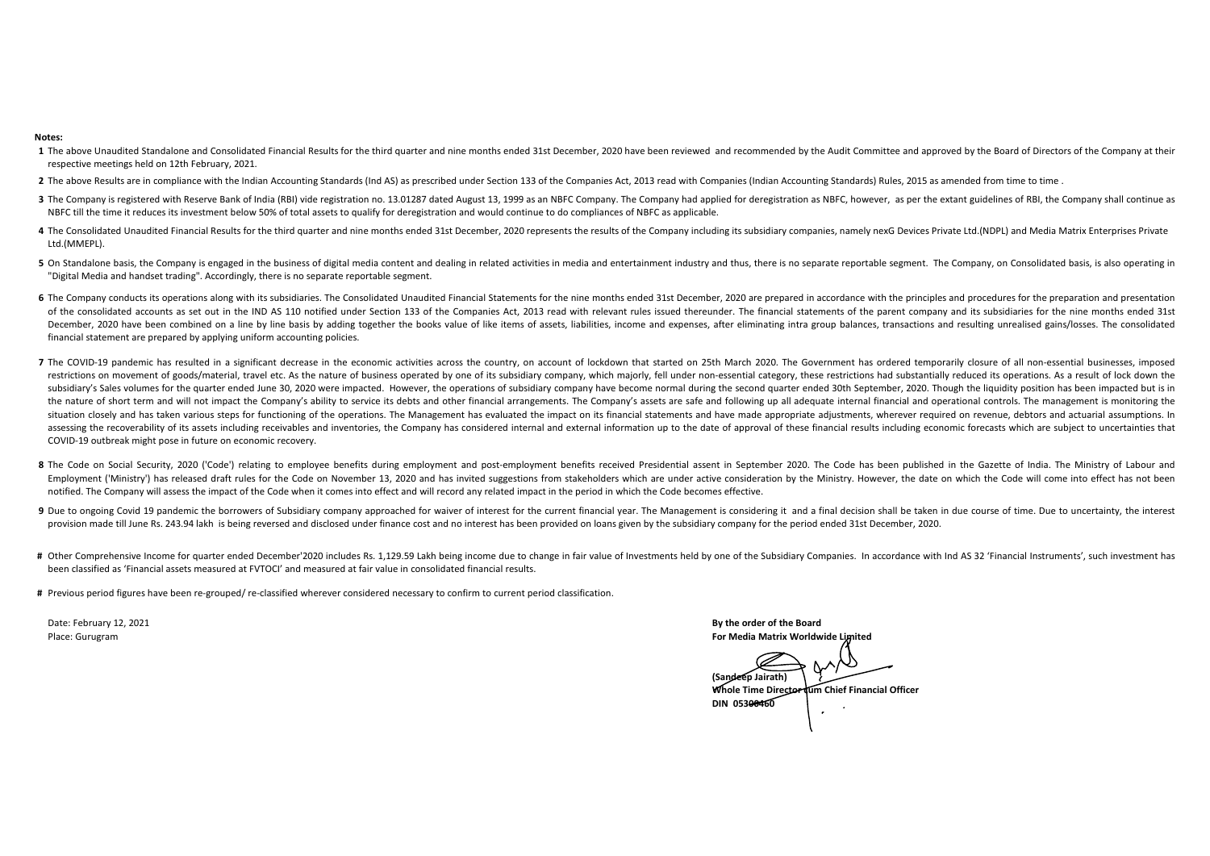**Notes:**

1 The above Unaudited Standalone and Consolidated Financial Results for the third quarter and nine months ended 31st December, 2020 have been reviewed and recommended by the Audit Committee and approved by the Board of Directors of the Company at their respective meetings held on 12th February, 2021.

2 The above Results are in compliance with the Indian Accounting Standards (Ind AS) as prescribed under Section 133 of the Companies Act, 2013 read with Companies (Indian Accounting Standards) Rules, 2015 as amended from time to time .

3 The Company is registered with Reserve Bank of India (RBI) vide registration no. 13.01287 dated August 13, 1999 as an NBFC Company. The Company had applied for deregistration as NBFC, however, as per the extant guidelines of RBI, the Company shall continue as NBFC till the time it reduces its investment below 50% of total assets to qualify for deregistration and would continue to do compliances of NBFC as applicable.

4 The Consolidated Unaudited Financial Results for the third quarter and nine months ended 31st December, 2020 represents the results of the Company including its subsidiary companies, namely nexG Devices Private Ltd.(NDPL) and Media Matrix Enterprises Private Ltd.(MMEPL).

5 On Standalone basis, the Company is engaged in the business of digital media content and dealing in related activities in media and entertainment industry and thus, there is no separate reportable segment. The Company, on Consolidated basis, is also operating in "Digital Media and handset trading". Accordingly, there is no separate reportable segment.

6 The Company conducts its operations along with its subsidiaries. The Consolidated Unaudited Financial Statements for the nine months ended 31st December, 2020 are prepared in accordance with the principles and procedures for the preparation and presentation of the consolidated accounts as set out in the IND AS 110 notified under Section 133 of the Companies Act, 2013 read with relevant rules issued thereunder. The financial statements of the parent company and its subsidiaries for the nine months ended 31st December, 2020 have been combined on a line by line basis by adding together the books value of like items of assets, liabilities, income and expenses, after eliminating intra group balances, transactions and resulting unrealised gains/losses. The consolidated financial statement are prepared by applying uniform accounting policies.

7 The COVID-19 pandemic has resulted in a significant decrease in the economic activities across the country, on account of lockdown that started on 25th March 2020. The Government has ordered temporarily closure of all non-essential businesses, imposed restrictions on movement of goods/material, travel etc. As the nature of business operated by one of its subsidiary company, which majorly, fell under non-essential category, these restrictions had substantially reduced its operations. As a result of lock down the subsidiary's Sales volumes for the quarter ended June 30, 2020 were impacted. However, the operations of subsidiary company have become normal during the second quarter ended 30th September, 2020. Though the liquidity position has been impacted but is in the nature of short term and will not impact the Company's ability to service its debts and other financial arrangements. The Company's assets are safe and following up all adequate internal financial and operational controls. The management is monitoring the situation closely and has taken various steps for functioning of the operations. The Management has evaluated the impact on its financial statements and have made appropriate adjustments, wherever required on revenue, debtors and actuarial assumptions. In assessing the recoverability of its assets including receivables and inventories, the Company has considered internal and external information up to the date of approval of these financial results including economic forecasts which are subject to uncertainties that COVID-19 outbreak might pose in future on economic recovery.

8 The Code on Social Security, 2020 ('Code') relating to employee benefits during employment and post-employment benefits received Presidential assent in September 2020. The Code has been published in the Gazette of India. The Ministry of Labour and Employment ('Ministry') has released draft rules for the Code on November 13, 2020 and has invited suggestions from stakeholders which are under active consideration by the Ministry. However, the date on which the Code will come into effect has not been notified. The Company will assess the impact of the Code when it comes into effect and will record any related impact in the period in which the Code becomes effective.

9 Due to ongoing Covid 19 pandemic the borrowers of Subsidiary company approached for waiver of interest for the current financial year. The Management is considering it and a final decision shall be taken in due course of time. Due to uncertainty, the interest provision made till June Rs. 243.94 lakh is being reversed and disclosed under finance cost and no interest has been provided on loans given by the subsidiary company for the period ended 31st December, 2020.

\# Other Comprehensive Income for quarter ended December'2020 includes Rs. 1,129.59 Lakh being income due to change in fair value of Investments held by one of the Subsidiary Companies. In accordance with Ind AS 32 'Financial Instruments', such investment has been classified as 'Financial assets measured at FVTOCI' and measured at fair value in consolidated financial results.

\# Previous period figures have been re-grouped/ re-classified wherever considered necessary to confirm to current period classification.

Date: February 12, 2021
Place: Gurugram

**By the order of the Board**
**For Media Matrix Worldwide Limited**

**(Sandeep Jairath)**
**Whole Time Director cum Chief Financial Officer**
**DIN 05300460**